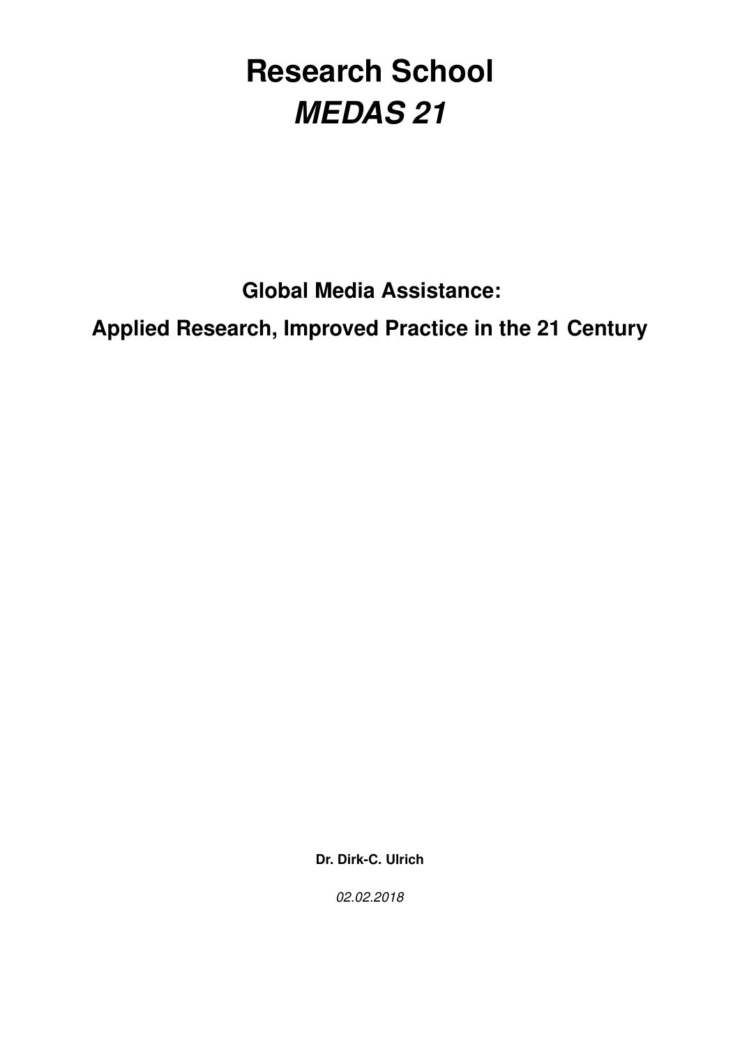# Research School
# ***MEDAS 21***

## Global Media Assistance:
## Applied Research, Improved Practice in the 21 Century

**Dr. Dirk-C. Ulrich**

*02.02.2018*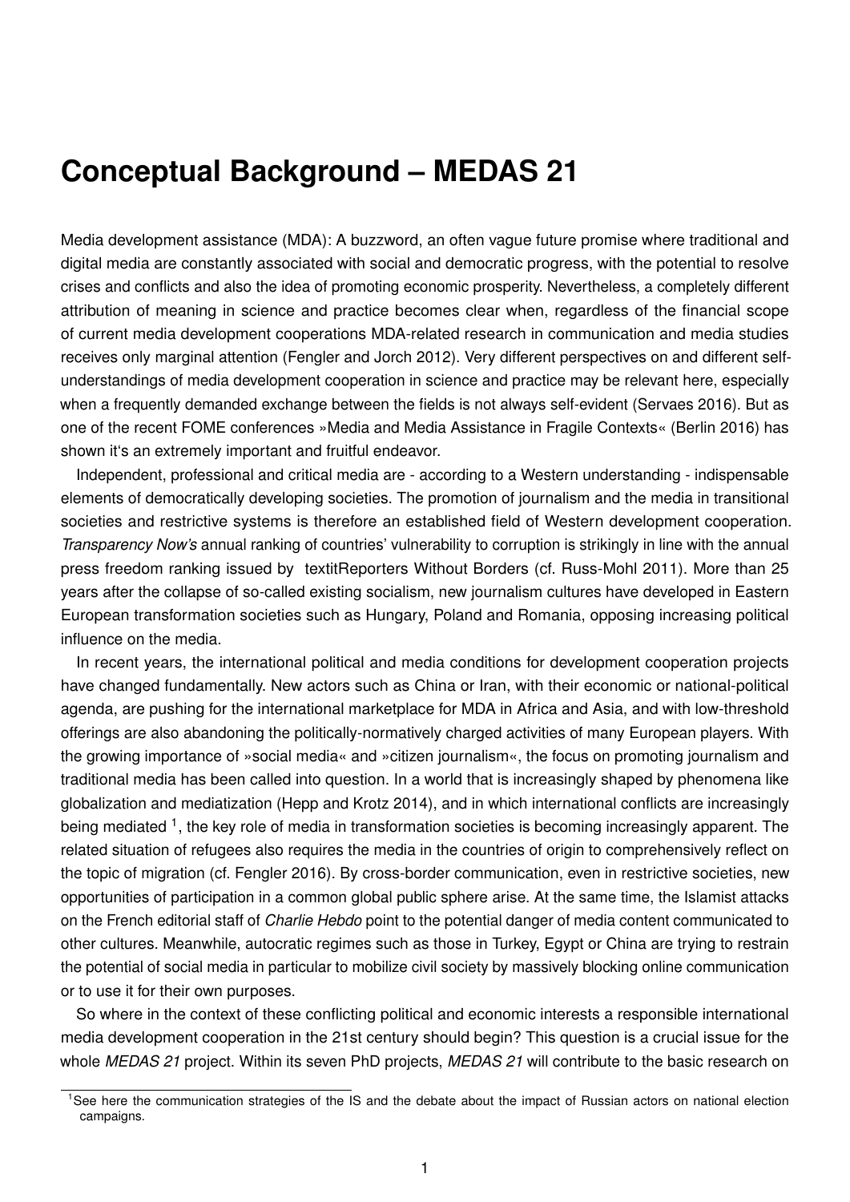# Conceptual Background – MEDAS 21

Media development assistance (MDA): A buzzword, an often vague future promise where traditional and digital media are constantly associated with social and democratic progress, with the potential to resolve crises and conflicts and also the idea of promoting economic prosperity. Nevertheless, a completely different attribution of meaning in science and practice becomes clear when, regardless of the financial scope of current media development cooperations MDA-related research in communication and media studies receives only marginal attention (Fengler and Jorch 2012). Very different perspectives on and different self-understandings of media development cooperation in science and practice may be relevant here, especially when a frequently demanded exchange between the fields is not always self-evident (Servaes 2016). But as one of the recent FOME conferences »Media and Media Assistance in Fragile Contexts« (Berlin 2016) has shown it's an extremely important and fruitful endeavor.

Independent, professional and critical media are - according to a Western understanding - indispensable elements of democratically developing societies. The promotion of journalism and the media in transitional societies and restrictive systems is therefore an established field of Western development cooperation. *Transparency Now's* annual ranking of countries' vulnerability to corruption is strikingly in line with the annual press freedom ranking issued by textitReporters Without Borders (cf. Russ-Mohl 2011). More than 25 years after the collapse of so-called existing socialism, new journalism cultures have developed in Eastern European transformation societies such as Hungary, Poland and Romania, opposing increasing political influence on the media.

In recent years, the international political and media conditions for development cooperation projects have changed fundamentally. New actors such as China or Iran, with their economic or national-political agenda, are pushing for the international marketplace for MDA in Africa and Asia, and with low-threshold offerings are also abandoning the politically-normatively charged activities of many European players. With the growing importance of »social media« and »citizen journalism«, the focus on promoting journalism and traditional media has been called into question. In a world that is increasingly shaped by phenomena like globalization and mediatization (Hepp and Krotz 2014), and in which international conflicts are increasingly being mediated [1], the key role of media in transformation societies is becoming increasingly apparent. The related situation of refugees also requires the media in the countries of origin to comprehensively reflect on the topic of migration (cf. Fengler 2016). By cross-border communication, even in restrictive societies, new opportunities of participation in a common global public sphere arise. At the same time, the Islamist attacks on the French editorial staff of *Charlie Hebdo* point to the potential danger of media content communicated to other cultures. Meanwhile, autocratic regimes such as those in Turkey, Egypt or China are trying to restrain the potential of social media in particular to mobilize civil society by massively blocking online communication or to use it for their own purposes.

So where in the context of these conflicting political and economic interests a responsible international media development cooperation in the 21st century should begin? This question is a crucial issue for the whole *MEDAS 21* project. Within its seven PhD projects, *MEDAS 21* will contribute to the basic research on

[1] See here the communication strategies of the IS and the debate about the impact of Russian actors on national election campaigns.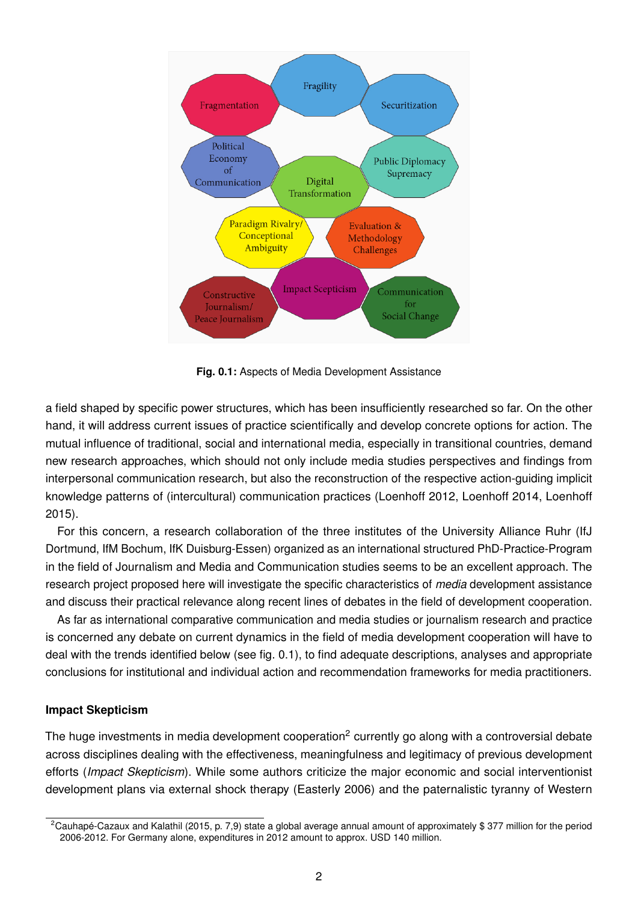Fragmentation

Fragility

Securitization

Political Economy of Communication

Digital Transformation

Public Diplomacy Supremacy

Paradigm Rivalry/ Conceptional Ambiguity

Evaluation & Methodology Challenges

Constructive Journalism/ Peace Journalism

Impact Scepticism

Communication for Social Change

**Fig. 0.1:** Aspects of Media Development Assistance

a field shaped by specific power structures, which has been insufficiently researched so far. On the other hand, it will address current issues of practice scientifically and develop concrete options for action. The mutual influence of traditional, social and international media, especially in transitional countries, demand new research approaches, which should not only include media studies perspectives and findings from interpersonal communication research, but also the reconstruction of the respective action-guiding implicit knowledge patterns of (intercultural) communication practices (Loenhoff 2012, Loenhoff 2014, Loenhoff 2015).

For this concern, a research collaboration of the three institutes of the University Alliance Ruhr (IfJ Dortmund, IfM Bochum, IfK Duisburg-Essen) organized as an international structured PhD-Practice-Program in the field of Journalism and Media and Communication studies seems to be an excellent approach. The research project proposed here will investigate the specific characteristics of *media* development assistance and discuss their practical relevance along recent lines of debates in the field of development cooperation.

As far as international comparative communication and media studies or journalism research and practice is concerned any debate on current dynamics in the field of media development cooperation will have to deal with the trends identified below (see fig. 0.1), to find adequate descriptions, analyses and appropriate conclusions for institutional and individual action and recommendation frameworks for media practitioners.

### Impact Skepticism

The huge investments in media development cooperation[2] currently go along with a controversial debate across disciplines dealing with the effectiveness, meaningfulness and legitimacy of previous development efforts (*Impact Skepticism*). While some authors criticize the major economic and social interventionist development plans via external shock therapy (Easterly 2006) and the paternalistic tyranny of Western

[2] Cauhapé-Cazaux and Kalathil (2015, p. 7,9) state a global average annual amount of approximately $ 377 million for the period 2006-2012. For Germany alone, expenditures in 2012 amount to approx. USD 140 million.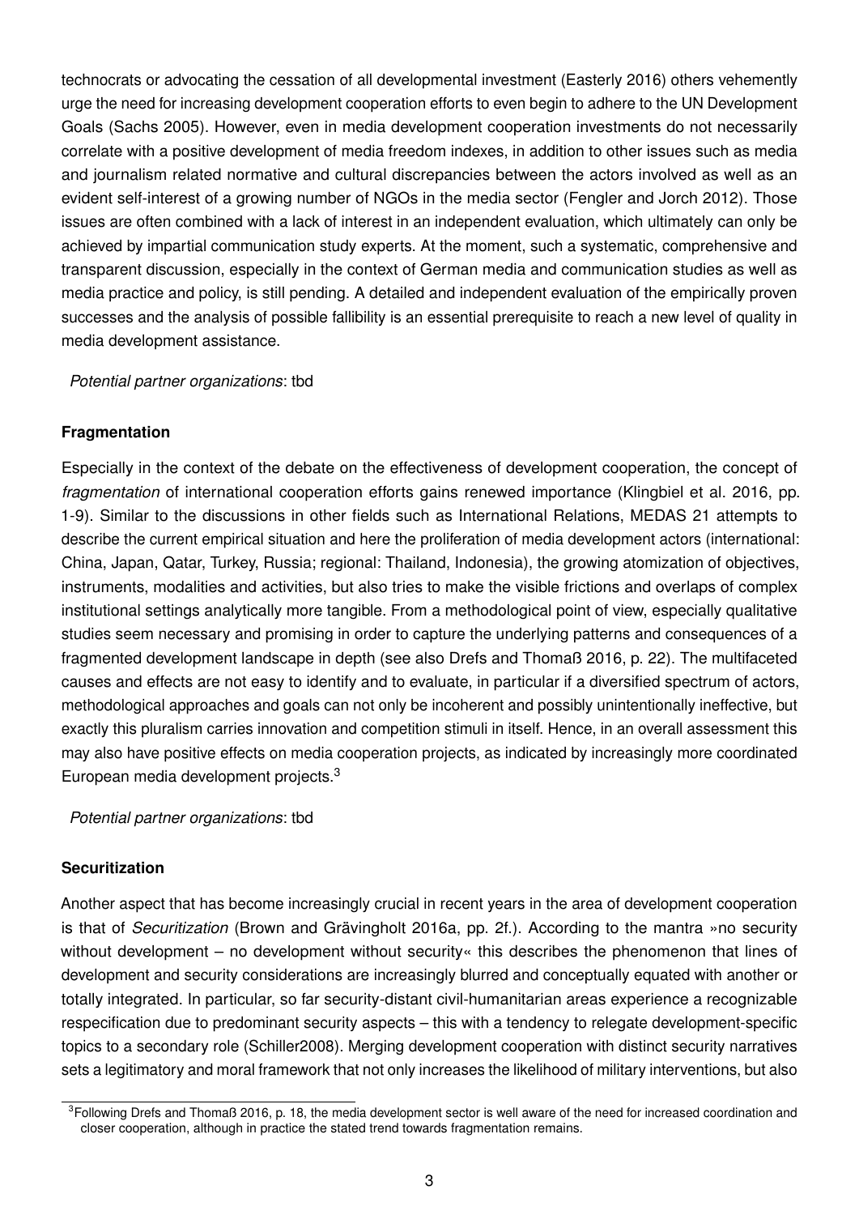technocrats or advocating the cessation of all developmental investment (Easterly 2016) others vehemently urge the need for increasing development cooperation efforts to even begin to adhere to the UN Development Goals (Sachs 2005). However, even in media development cooperation investments do not necessarily correlate with a positive development of media freedom indexes, in addition to other issues such as media and journalism related normative and cultural discrepancies between the actors involved as well as an evident self-interest of a growing number of NGOs in the media sector (Fengler and Jorch 2012). Those issues are often combined with a lack of interest in an independent evaluation, which ultimately can only be achieved by impartial communication study experts. At the moment, such a systematic, comprehensive and transparent discussion, especially in the context of German media and communication studies as well as media practice and policy, is still pending. A detailed and independent evaluation of the empirically proven successes and the analysis of possible fallibility is an essential prerequisite to reach a new level of quality in media development assistance.

*Potential partner organizations*: tbd

**Fragmentation**

Especially in the context of the debate on the effectiveness of development cooperation, the concept of *fragmentation* of international cooperation efforts gains renewed importance (Klingbiel et al. 2016, pp. 1-9). Similar to the discussions in other fields such as International Relations, MEDAS 21 attempts to describe the current empirical situation and here the proliferation of media development actors (international: China, Japan, Qatar, Turkey, Russia; regional: Thailand, Indonesia), the growing atomization of objectives, instruments, modalities and activities, but also tries to make the visible frictions and overlaps of complex institutional settings analytically more tangible. From a methodological point of view, especially qualitative studies seem necessary and promising in order to capture the underlying patterns and consequences of a fragmented development landscape in depth (see also Drefs and Thomaß 2016, p. 22). The multifaceted causes and effects are not easy to identify and to evaluate, in particular if a diversified spectrum of actors, methodological approaches and goals can not only be incoherent and possibly unintentionally ineffective, but exactly this pluralism carries innovation and competition stimuli in itself. Hence, in an overall assessment this may also have positive effects on media cooperation projects, as indicated by increasingly more coordinated European media development projects.[3]

*Potential partner organizations*: tbd

**Securitization**

Another aspect that has become increasingly crucial in recent years in the area of development cooperation is that of *Securitization* (Brown and Grävingholt 2016a, pp. 2f.). According to the mantra »no security without development – no development without security« this describes the phenomenon that lines of development and security considerations are increasingly blurred and conceptually equated with another or totally integrated. In particular, so far security-distant civil-humanitarian areas experience a recognizable respecification due to predominant security aspects – this with a tendency to relegate development-specific topics to a secondary role (Schiller2008). Merging development cooperation with distinct security narratives sets a legitimatory and moral framework that not only increases the likelihood of military interventions, but also

[3] Following Drefs and Thomaß 2016, p. 18, the media development sector is well aware of the need for increased coordination and closer cooperation, although in practice the stated trend towards fragmentation remains.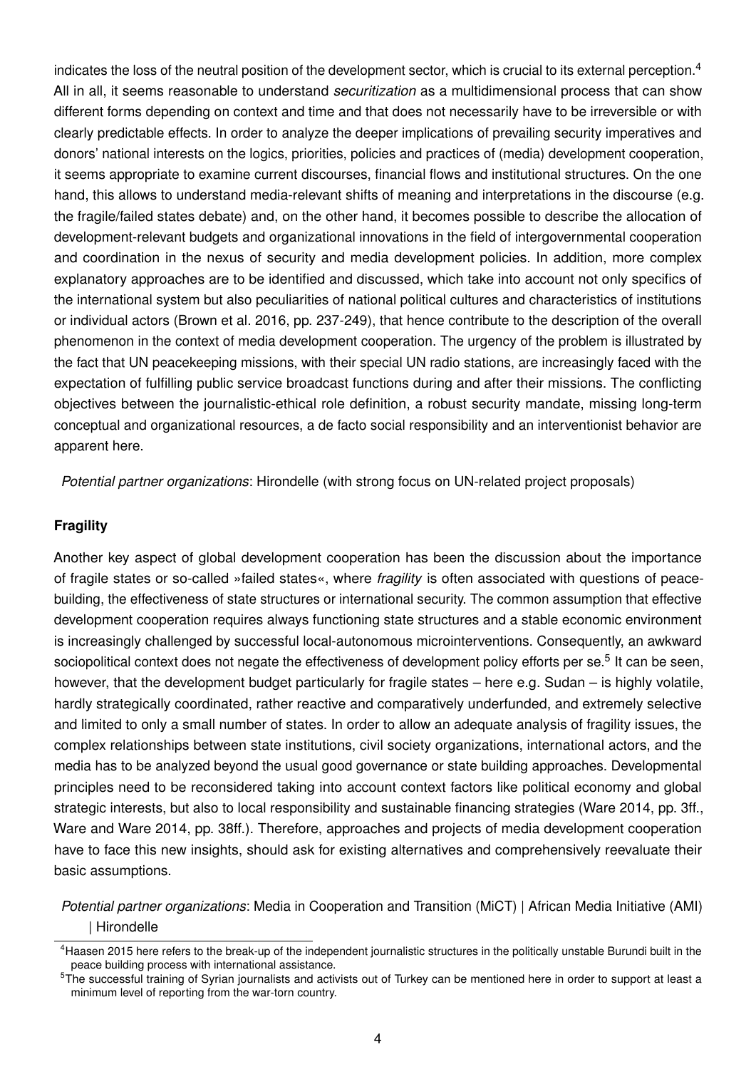indicates the loss of the neutral position of the development sector, which is crucial to its external perception.[4] All in all, it seems reasonable to understand *securitization* as a multidimensional process that can show different forms depending on context and time and that does not necessarily have to be irreversible or with clearly predictable effects. In order to analyze the deeper implications of prevailing security imperatives and donors' national interests on the logics, priorities, policies and practices of (media) development cooperation, it seems appropriate to examine current discourses, financial flows and institutional structures. On the one hand, this allows to understand media-relevant shifts of meaning and interpretations in the discourse (e.g. the fragile/failed states debate) and, on the other hand, it becomes possible to describe the allocation of development-relevant budgets and organizational innovations in the field of intergovernmental cooperation and coordination in the nexus of security and media development policies. In addition, more complex explanatory approaches are to be identified and discussed, which take into account not only specifics of the international system but also peculiarities of national political cultures and characteristics of institutions or individual actors (Brown et al. 2016, pp. 237-249), that hence contribute to the description of the overall phenomenon in the context of media development cooperation. The urgency of the problem is illustrated by the fact that UN peacekeeping missions, with their special UN radio stations, are increasingly faced with the expectation of fulfilling public service broadcast functions during and after their missions. The conflicting objectives between the journalistic-ethical role definition, a robust security mandate, missing long-term conceptual and organizational resources, a de facto social responsibility and an interventionist behavior are apparent here.

*Potential partner organizations*: Hirondelle (with strong focus on UN-related project proposals)

**Fragility**

Another key aspect of global development cooperation has been the discussion about the importance of fragile states or so-called »failed states«, where *fragility* is often associated with questions of peace-building, the effectiveness of state structures or international security. The common assumption that effective development cooperation requires always functioning state structures and a stable economic environment is increasingly challenged by successful local-autonomous microinterventions. Consequently, an awkward sociopolitical context does not negate the effectiveness of development policy efforts per se.[5] It can be seen, however, that the development budget particularly for fragile states – here e.g. Sudan – is highly volatile, hardly strategically coordinated, rather reactive and comparatively underfunded, and extremely selective and limited to only a small number of states. In order to allow an adequate analysis of fragility issues, the complex relationships between state institutions, civil society organizations, international actors, and the media has to be analyzed beyond the usual good governance or state building approaches. Developmental principles need to be reconsidered taking into account context factors like political economy and global strategic interests, but also to local responsibility and sustainable financing strategies (Ware 2014, pp. 3ff., Ware and Ware 2014, pp. 38ff.). Therefore, approaches and projects of media development cooperation have to face this new insights, should ask for existing alternatives and comprehensively reevaluate their basic assumptions.

*Potential partner organizations*: Media in Cooperation and Transition (MiCT) | African Media Initiative (AMI) | Hirondelle

[4] Haasen 2015 here refers to the break-up of the independent journalistic structures in the politically unstable Burundi built in the peace building process with international assistance.

[5] The successful training of Syrian journalists and activists out of Turkey can be mentioned here in order to support at least a minimum level of reporting from the war-torn country.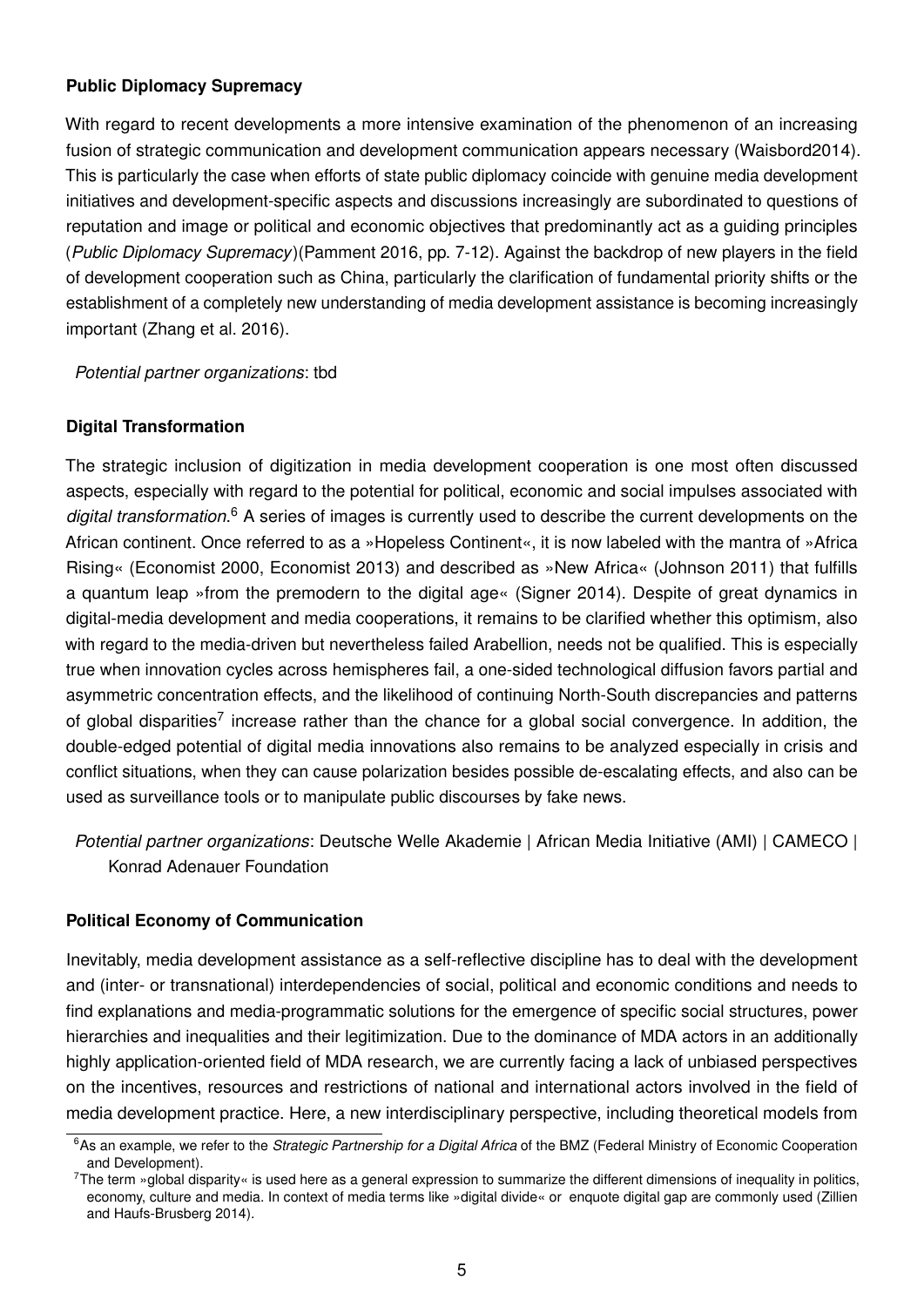**Public Diplomacy Supremacy**

With regard to recent developments a more intensive examination of the phenomenon of an increasing fusion of strategic communication and development communication appears necessary (Waisbord2014). This is particularly the case when efforts of state public diplomacy coincide with genuine media development initiatives and development-specific aspects and discussions increasingly are subordinated to questions of reputation and image or political and economic objectives that predominantly act as a guiding principles (*Public Diplomacy Supremacy*)(Pamment 2016, pp. 7-12). Against the backdrop of new players in the field of development cooperation such as China, particularly the clarification of fundamental priority shifts or the establishment of a completely new understanding of media development assistance is becoming increasingly important (Zhang et al. 2016).

*Potential partner organizations*: tbd

**Digital Transformation**

The strategic inclusion of digitization in media development cooperation is one most often discussed aspects, especially with regard to the potential for political, economic and social impulses associated with *digital transformation*.[6] A series of images is currently used to describe the current developments on the African continent. Once referred to as a »Hopeless Continent«, it is now labeled with the mantra of »Africa Rising« (Economist 2000, Economist 2013) and described as »New Africa« (Johnson 2011) that fulfills a quantum leap »from the premodern to the digital age« (Signer 2014). Despite of great dynamics in digital-media development and media cooperations, it remains to be clarified whether this optimism, also with regard to the media-driven but nevertheless failed Arabellion, needs not be qualified. This is especially true when innovation cycles across hemispheres fail, a one-sided technological diffusion favors partial and asymmetric concentration effects, and the likelihood of continuing North-South discrepancies and patterns of global disparities[7] increase rather than the chance for a global social convergence. In addition, the double-edged potential of digital media innovations also remains to be analyzed especially in crisis and conflict situations, when they can cause polarization besides possible de-escalating effects, and also can be used as surveillance tools or to manipulate public discourses by fake news.

*Potential partner organizations*: Deutsche Welle Akademie | African Media Initiative (AMI) | CAMECO | Konrad Adenauer Foundation

**Political Economy of Communication**

Inevitably, media development assistance as a self-reflective discipline has to deal with the development and (inter- or transnational) interdependencies of social, political and economic conditions and needs to find explanations and media-programmatic solutions for the emergence of specific social structures, power hierarchies and inequalities and their legitimization. Due to the dominance of MDA actors in an additionally highly application-oriented field of MDA research, we are currently facing a lack of unbiased perspectives on the incentives, resources and restrictions of national and international actors involved in the field of media development practice. Here, a new interdisciplinary perspective, including theoretical models from

[6] As an example, we refer to the *Strategic Partnership for a Digital Africa* of the BMZ (Federal Ministry of Economic Cooperation and Development).

[7] The term »global disparity« is used here as a general expression to summarize the different dimensions of inequality in politics, economy, culture and media. In context of media terms like »digital divide« or enquote digital gap are commonly used (Zillien and Haufs-Brusberg 2014).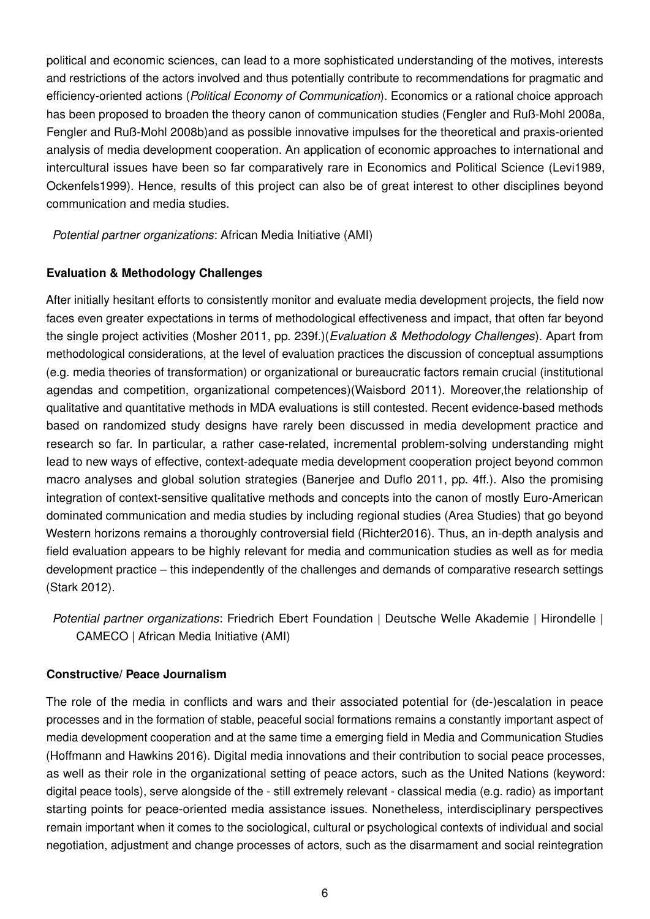political and economic sciences, can lead to a more sophisticated understanding of the motives, interests and restrictions of the actors involved and thus potentially contribute to recommendations for pragmatic and efficiency-oriented actions (*Political Economy of Communication*). Economics or a rational choice approach has been proposed to broaden the theory canon of communication studies (Fengler and Ruß-Mohl 2008a, Fengler and Ruß-Mohl 2008b)and as possible innovative impulses for the theoretical and praxis-oriented analysis of media development cooperation. An application of economic approaches to international and intercultural issues have been so far comparatively rare in Economics and Political Science (Levi1989, Ockenfels1999). Hence, results of this project can also be of great interest to other disciplines beyond communication and media studies.

*Potential partner organizations*: African Media Initiative (AMI)

**Evaluation & Methodology Challenges**

After initially hesitant efforts to consistently monitor and evaluate media development projects, the field now faces even greater expectations in terms of methodological effectiveness and impact, that often far beyond the single project activities (Mosher 2011, pp. 239f.)(*Evaluation & Methodology Challenges*). Apart from methodological considerations, at the level of evaluation practices the discussion of conceptual assumptions (e.g. media theories of transformation) or organizational or bureaucratic factors remain crucial (institutional agendas and competition, organizational competences)(Waisbord 2011). Moreover,the relationship of qualitative and quantitative methods in MDA evaluations is still contested. Recent evidence-based methods based on randomized study designs have rarely been discussed in media development practice and research so far. In particular, a rather case-related, incremental problem-solving understanding might lead to new ways of effective, context-adequate media development cooperation project beyond common macro analyses and global solution strategies (Banerjee and Duflo 2011, pp. 4ff.). Also the promising integration of context-sensitive qualitative methods and concepts into the canon of mostly Euro-American dominated communication and media studies by including regional studies (Area Studies) that go beyond Western horizons remains a thoroughly controversial field (Richter2016). Thus, an in-depth analysis and field evaluation appears to be highly relevant for media and communication studies as well as for media development practice – this independently of the challenges and demands of comparative research settings (Stark 2012).

*Potential partner organizations*: Friedrich Ebert Foundation | Deutsche Welle Akademie | Hirondelle | CAMECO | African Media Initiative (AMI)

**Constructive/ Peace Journalism**

The role of the media in conflicts and wars and their associated potential for (de-)escalation in peace processes and in the formation of stable, peaceful social formations remains a constantly important aspect of media development cooperation and at the same time a emerging field in Media and Communication Studies (Hoffmann and Hawkins 2016). Digital media innovations and their contribution to social peace processes, as well as their role in the organizational setting of peace actors, such as the United Nations (keyword: digital peace tools), serve alongside of the - still extremely relevant - classical media (e.g. radio) as important starting points for peace-oriented media assistance issues. Nonetheless, interdisciplinary perspectives remain important when it comes to the sociological, cultural or psychological contexts of individual and social negotiation, adjustment and change processes of actors, such as the disarmament and social reintegration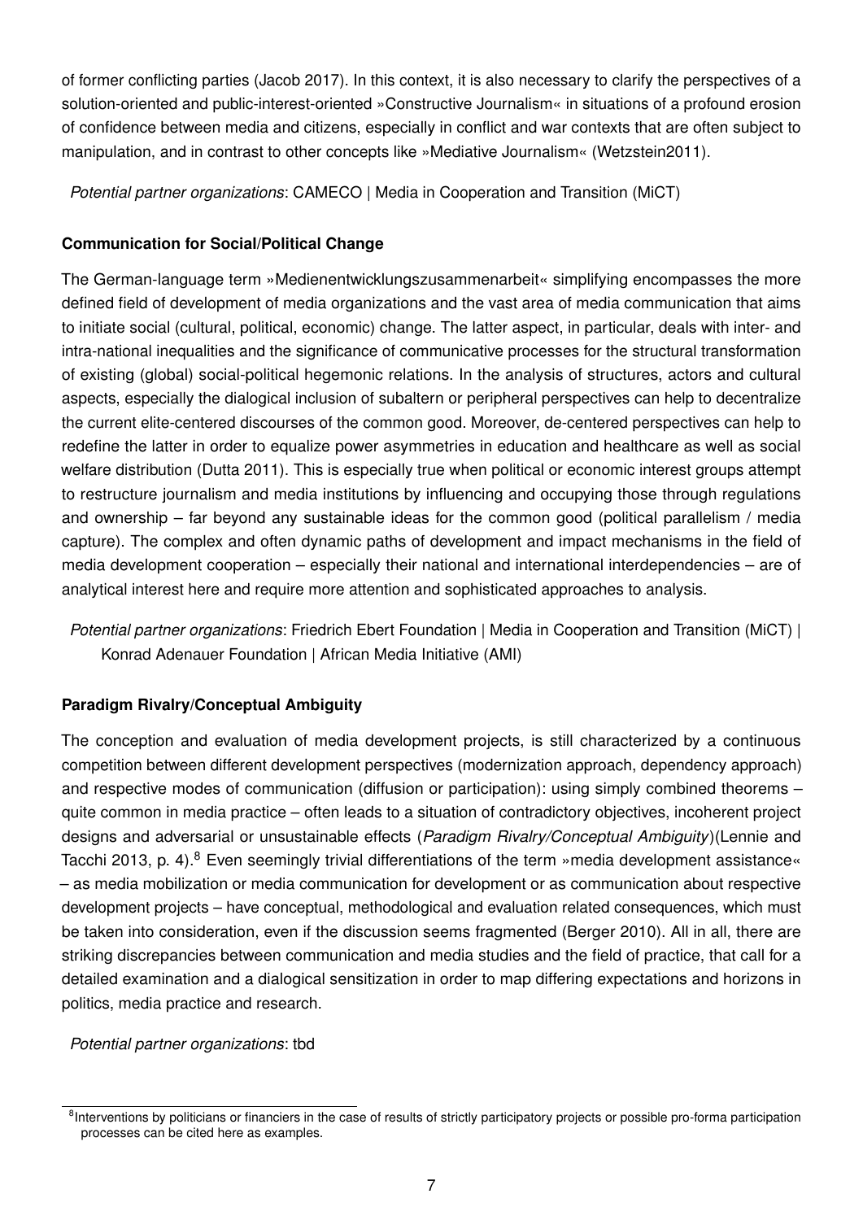of former conflicting parties (Jacob 2017). In this context, it is also necessary to clarify the perspectives of a solution-oriented and public-interest-oriented »Constructive Journalism« in situations of a profound erosion of confidence between media and citizens, especially in conflict and war contexts that are often subject to manipulation, and in contrast to other concepts like »Mediative Journalism« (Wetzstein2011).

*Potential partner organizations*: CAMECO | Media in Cooperation and Transition (MiCT)

**Communication for Social/Political Change**

The German-language term »Medienentwicklungszusammenarbeit« simplifying encompasses the more defined field of development of media organizations and the vast area of media communication that aims to initiate social (cultural, political, economic) change. The latter aspect, in particular, deals with inter- and intra-national inequalities and the significance of communicative processes for the structural transformation of existing (global) social-political hegemonic relations. In the analysis of structures, actors and cultural aspects, especially the dialogical inclusion of subaltern or peripheral perspectives can help to decentralize the current elite-centered discourses of the common good. Moreover, de-centered perspectives can help to redefine the latter in order to equalize power asymmetries in education and healthcare as well as social welfare distribution (Dutta 2011). This is especially true when political or economic interest groups attempt to restructure journalism and media institutions by influencing and occupying those through regulations and ownership – far beyond any sustainable ideas for the common good (political parallelism / media capture). The complex and often dynamic paths of development and impact mechanisms in the field of media development cooperation – especially their national and international interdependencies – are of analytical interest here and require more attention and sophisticated approaches to analysis.

*Potential partner organizations*: Friedrich Ebert Foundation | Media in Cooperation and Transition (MiCT) | Konrad Adenauer Foundation | African Media Initiative (AMI)

**Paradigm Rivalry/Conceptual Ambiguity**

The conception and evaluation of media development projects, is still characterized by a continuous competition between different development perspectives (modernization approach, dependency approach) and respective modes of communication (diffusion or participation): using simply combined theorems – quite common in media practice – often leads to a situation of contradictory objectives, incoherent project designs and adversarial or unsustainable effects (*Paradigm Rivalry/Conceptual Ambiguity*)(Lennie and Tacchi 2013, p. 4).[8] Even seemingly trivial differentiations of the term »media development assistance« – as media mobilization or media communication for development or as communication about respective development projects – have conceptual, methodological and evaluation related consequences, which must be taken into consideration, even if the discussion seems fragmented (Berger 2010). All in all, there are striking discrepancies between communication and media studies and the field of practice, that call for a detailed examination and a dialogical sensitization in order to map differing expectations and horizons in politics, media practice and research.

*Potential partner organizations*: tbd

[8]Interventions by politicians or financiers in the case of results of strictly participatory projects or possible pro-forma participation processes can be cited here as examples.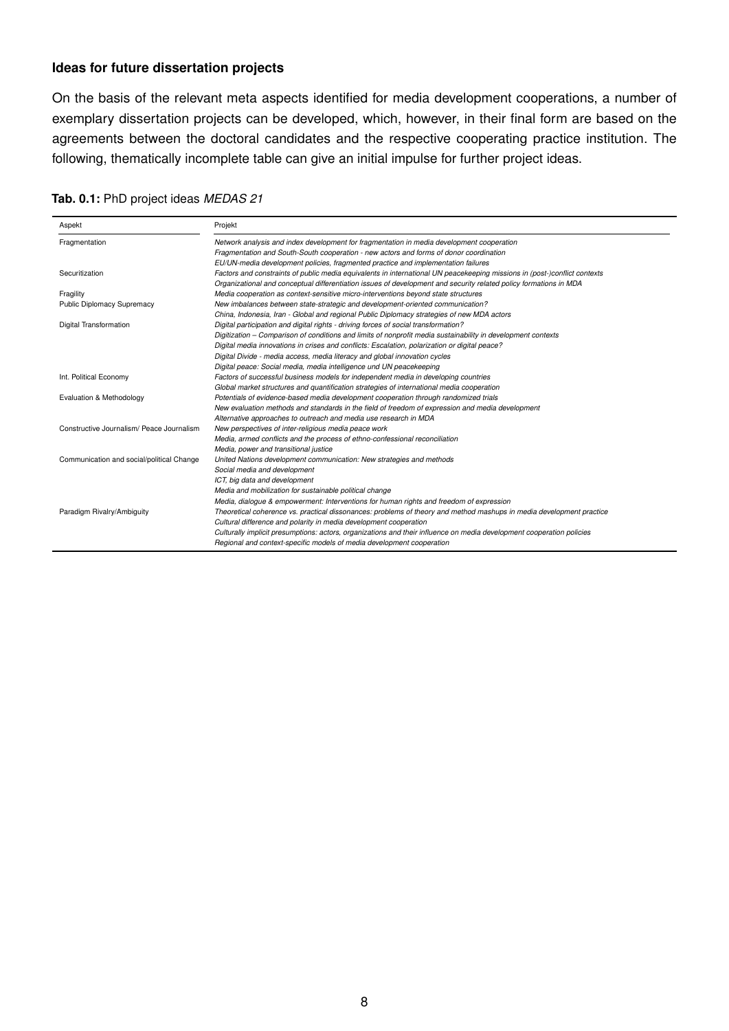### Ideas for future dissertation projects

On the basis of the relevant meta aspects identified for media development cooperations, a number of exemplary dissertation projects can be developed, which, however, in their final form are based on the agreements between the doctoral candidates and the respective cooperating practice institution. The following, thematically incomplete table can give an initial impulse for further project ideas.

**Tab. 0.1:** PhD project ideas *MEDAS 21*

| Aspekt | Projekt |
| --- | --- |
| Fragmentation | *Network analysis and index development for fragmentation in media development cooperation* |
| | *Fragmentation and South-South cooperation - new actors and forms of donor coordination* |
| | *EU/UN-media development policies, fragmented practice and implementation failures* |
| Securitization | *Factors and constraints of public media equivalents in international UN peacekeeping missions in (post-)conflict contexts* |
| | *Organizational and conceptual differentiation issues of development and security related policy formations in MDA* |
| Fragility | *Media cooperation as context-sensitive micro-interventions beyond state structures* |
| Public Diplomacy Supremacy | *New imbalances between state-strategic and development-oriented communication?* |
| | *China, Indonesia, Iran - Global and regional Public Diplomacy strategies of new MDA actors* |
| Digital Transformation | *Digital participation and digital rights - driving forces of social transformation?* |
| | *Digitization – Comparison of conditions and limits of nonprofit media sustainability in development contexts* |
| | *Digital media innovations in crises and conflicts: Escalation, polarization or digital peace?* |
| | *Digital Divide - media access, media literacy and global innovation cycles* |
| | *Digital peace: Social media, media intelligence und UN peacekeeping* |
| Int. Political Economy | *Factors of successful business models for independent media in developing countries* |
| | *Global market structures and quantification strategies of international media cooperation* |
| Evaluation & Methodology | *Potentials of evidence-based media development cooperation through randomized trials* |
| | *New evaluation methods and standards in the field of freedom of expression and media development* |
| | *Alternative approaches to outreach and media use research in MDA* |
| Constructive Journalism/ Peace Journalism | *New perspectives of inter-religious media peace work* |
| | *Media, armed conflicts and the process of ethno-confessional reconciliation* |
| | *Media, power and transitional justice* |
| Communication and social/political Change | *United Nations development communication: New strategies and methods* |
| | *Social media and development* |
| | *ICT, big data and development* |
| | *Media and mobilization for sustainable political change* |
| | *Media, dialogue & empowerment: Interventions for human rights and freedom of expression* |
| Paradigm Rivalry/Ambiguity | *Theoretical coherence vs. practical dissonances: problems of theory and method mashups in media development practice* |
| | *Cultural difference and polarity in media development cooperation* |
| | *Culturally implicit presumptions: actors, organizations and their influence on media development cooperation policies* |
| | *Regional and context-specific models of media development cooperation* |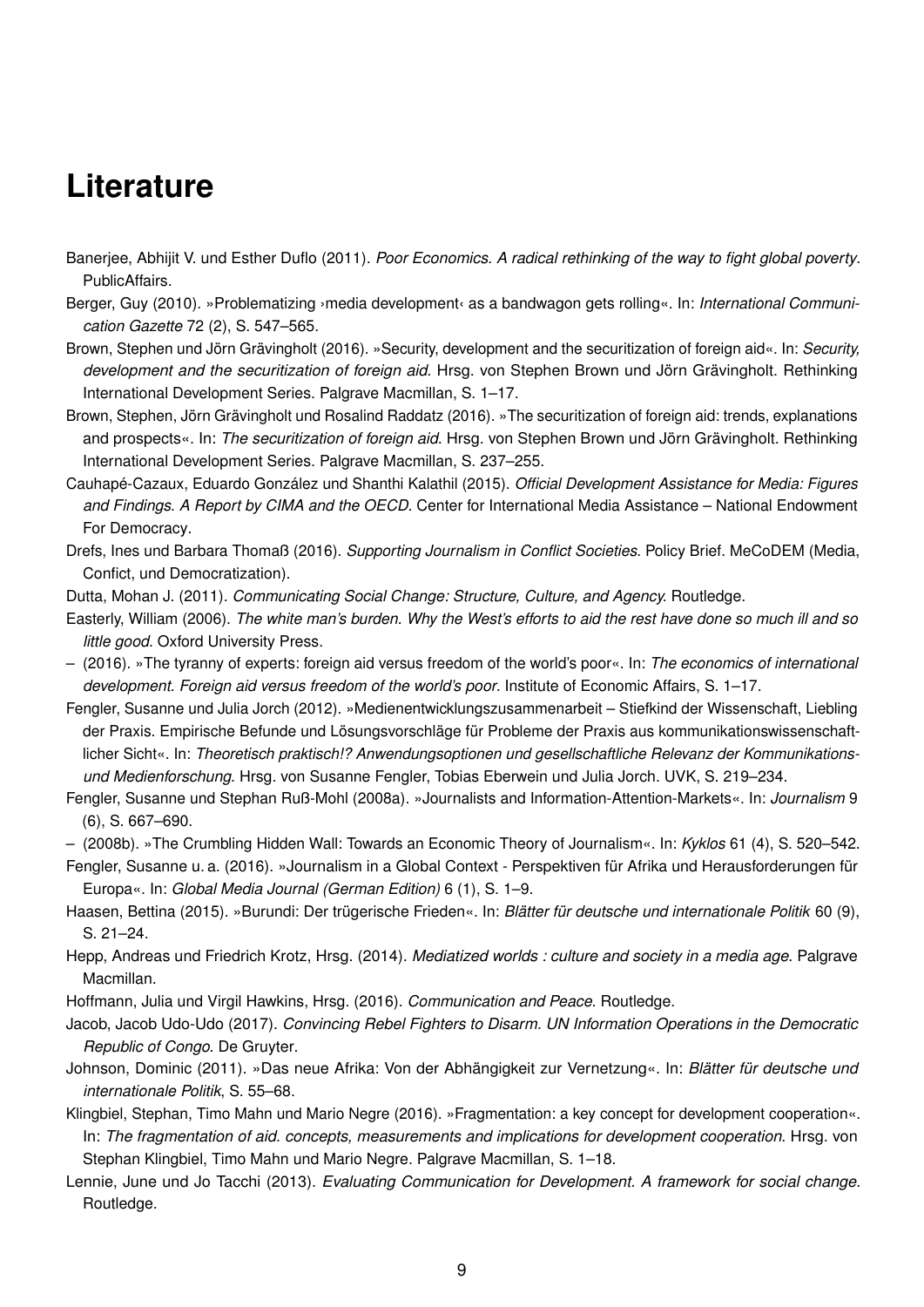# Literature

Banerjee, Abhijit V. und Esther Duflo (2011). *Poor Economics. A radical rethinking of the way to fight global poverty*. PublicAffairs.

Berger, Guy (2010). »Problematizing ›media development‹ as a bandwagon gets rolling«. In: *International Communication Gazette* 72 (2), S. 547–565.

Brown, Stephen und Jörn Grävingholt (2016). »Security, development and the securitization of foreign aid«. In: *Security, development and the securitization of foreign aid*. Hrsg. von Stephen Brown und Jörn Grävingholt. Rethinking International Development Series. Palgrave Macmillan, S. 1–17.

Brown, Stephen, Jörn Grävingholt und Rosalind Raddatz (2016). »The securitization of foreign aid: trends, explanations and prospects«. In: *The securitization of foreign aid*. Hrsg. von Stephen Brown und Jörn Grävingholt. Rethinking International Development Series. Palgrave Macmillan, S. 237–255.

Cauhapé-Cazaux, Eduardo González und Shanthi Kalathil (2015). *Official Development Assistance for Media: Figures and Findings. A Report by CIMA and the OECD*. Center for International Media Assistance – National Endowment For Democracy.

Drefs, Ines und Barbara Thomaß (2016). *Supporting Journalism in Conflict Societies*. Policy Brief. MeCoDEM (Media, Confict, und Democratization).

Dutta, Mohan J. (2011). *Communicating Social Change: Structure, Culture, and Agency.* Routledge.

Easterly, William (2006). *The white man's burden. Why the West's efforts to aid the rest have done so much ill and so little good*. Oxford University Press.

– (2016). »The tyranny of experts: foreign aid versus freedom of the world's poor«. In: *The economics of international development. Foreign aid versus freedom of the world's poor*. Institute of Economic Affairs, S. 1–17.

Fengler, Susanne und Julia Jorch (2012). »Medienentwicklungszusammenarbeit – Stiefkind der Wissenschaft, Liebling der Praxis. Empirische Befunde und Lösungsvorschläge für Probleme der Praxis aus kommunikationswissenschaftlicher Sicht«. In: *Theoretisch praktisch!? Anwendungsoptionen und gesellschaftliche Relevanz der Kommunikations- und Medienforschung*. Hrsg. von Susanne Fengler, Tobias Eberwein und Julia Jorch. UVK, S. 219–234.

Fengler, Susanne und Stephan Ruß-Mohl (2008a). »Journalists and Information-Attention-Markets«. In: *Journalism* 9 (6), S. 667–690.

– (2008b). »The Crumbling Hidden Wall: Towards an Economic Theory of Journalism«. In: *Kyklos* 61 (4), S. 520–542.

Fengler, Susanne u. a. (2016). »Journalism in a Global Context - Perspektiven für Afrika und Herausforderungen für Europa«. In: *Global Media Journal (German Edition)* 6 (1), S. 1–9.

Haasen, Bettina (2015). »Burundi: Der trügerische Frieden«. In: *Blätter für deutsche und internationale Politik* 60 (9), S. 21–24.

Hepp, Andreas und Friedrich Krotz, Hrsg. (2014). *Mediatized worlds : culture and society in a media age*. Palgrave Macmillan.

Hoffmann, Julia und Virgil Hawkins, Hrsg. (2016). *Communication and Peace*. Routledge.

Jacob, Jacob Udo-Udo (2017). *Convincing Rebel Fighters to Disarm. UN Information Operations in the Democratic Republic of Congo*. De Gruyter.

Johnson, Dominic (2011). »Das neue Afrika: Von der Abhängigkeit zur Vernetzung«. In: *Blätter für deutsche und internationale Politik*, S. 55–68.

Klingbiel, Stephan, Timo Mahn und Mario Negre (2016). »Fragmentation: a key concept for development cooperation«. In: *The fragmentation of aid. concepts, measurements and implications for development cooperation*. Hrsg. von Stephan Klingbiel, Timo Mahn und Mario Negre. Palgrave Macmillan, S. 1–18.

Lennie, June und Jo Tacchi (2013). *Evaluating Communication for Development. A framework for social change*. Routledge.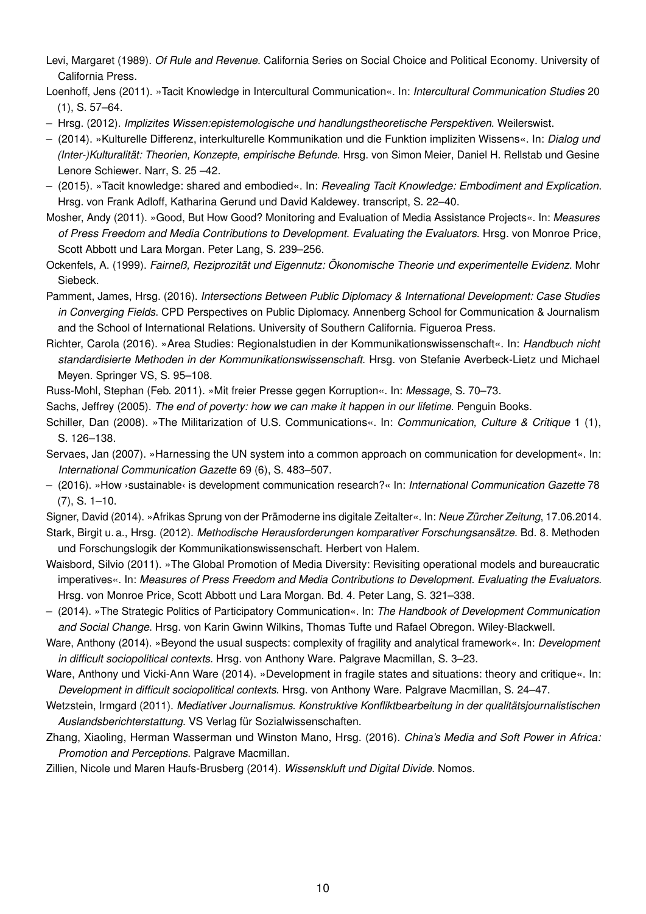Levi, Margaret (1989). *Of Rule and Revenue*. California Series on Social Choice and Political Economy. University of California Press.

Loenhoff, Jens (2011). »Tacit Knowledge in Intercultural Communication«. In: *Intercultural Communication Studies* 20 (1), S. 57–64.

– Hrsg. (2012). *Implizites Wissen:epistemologische und handlungstheoretische Perspektiven*. Weilerswist.

– (2014). »Kulturelle Differenz, interkulturelle Kommunikation und die Funktion impliziten Wissens«. In: *Dialog und (Inter-)Kulturalität: Theorien, Konzepte, empirische Befunde*. Hrsg. von Simon Meier, Daniel H. Rellstab und Gesine Lenore Schiewer. Narr, S. 25 –42.

– (2015). »Tacit knowledge: shared and embodied«. In: *Revealing Tacit Knowledge: Embodiment and Explication*. Hrsg. von Frank Adloff, Katharina Gerund und David Kaldewey. transcript, S. 22–40.

Mosher, Andy (2011). »Good, But How Good? Monitoring and Evaluation of Media Assistance Projects«. In: *Measures of Press Freedom and Media Contributions to Development. Evaluating the Evaluators*. Hrsg. von Monroe Price, Scott Abbott und Lara Morgan. Peter Lang, S. 239–256.

Ockenfels, A. (1999). *Fairneß, Reziprozität und Eigennutz: Ökonomische Theorie und experimentelle Evidenz*. Mohr Siebeck.

Pamment, James, Hrsg. (2016). *Intersections Between Public Diplomacy & International Development: Case Studies in Converging Fields*. CPD Perspectives on Public Diplomacy. Annenberg School for Communication & Journalism and the School of International Relations. University of Southern California. Figueroa Press.

Richter, Carola (2016). »Area Studies: Regionalstudien in der Kommunikationswissenschaft«. In: *Handbuch nicht standardisierte Methoden in der Kommunikationswissenschaft*. Hrsg. von Stefanie Averbeck-Lietz und Michael Meyen. Springer VS, S. 95–108.

Russ-Mohl, Stephan (Feb. 2011). »Mit freier Presse gegen Korruption«. In: *Message*, S. 70–73.

Sachs, Jeffrey (2005). *The end of poverty: how we can make it happen in our lifetime*. Penguin Books.

Schiller, Dan (2008). »The Militarization of U.S. Communications«. In: *Communication, Culture & Critique* 1 (1), S. 126–138.

Servaes, Jan (2007). »Harnessing the UN system into a common approach on communication for development«. In: *International Communication Gazette* 69 (6), S. 483–507.

– (2016). »How ›sustainable‹ is development communication research?« In: *International Communication Gazette* 78 (7), S. 1–10.

Signer, David (2014). »Afrikas Sprung von der Prämoderne ins digitale Zeitalter«. In: *Neue Zürcher Zeitung*, 17.06.2014.

Stark, Birgit u. a., Hrsg. (2012). *Methodische Herausforderungen komparativer Forschungsansätze*. Bd. 8. Methoden und Forschungslogik der Kommunikationswissenschaft. Herbert von Halem.

Waisbord, Silvio (2011). »The Global Promotion of Media Diversity: Revisiting operational models and bureaucratic imperatives«. In: *Measures of Press Freedom and Media Contributions to Development. Evaluating the Evaluators*. Hrsg. von Monroe Price, Scott Abbott und Lara Morgan. Bd. 4. Peter Lang, S. 321–338.

– (2014). »The Strategic Politics of Participatory Communication«. In: *The Handbook of Development Communication and Social Change*. Hrsg. von Karin Gwinn Wilkins, Thomas Tufte und Rafael Obregon. Wiley-Blackwell.

Ware, Anthony (2014). »Beyond the usual suspects: complexity of fragility and analytical framework«. In: *Development in difficult sociopolitical contexts*. Hrsg. von Anthony Ware. Palgrave Macmillan, S. 3–23.

Ware, Anthony und Vicki-Ann Ware (2014). »Development in fragile states and situations: theory and critique«. In: *Development in difficult sociopolitical contexts*. Hrsg. von Anthony Ware. Palgrave Macmillan, S. 24–47.

Wetzstein, Irmgard (2011). *Mediativer Journalismus. Konstruktive Konfliktbearbeitung in der qualitätsjournalistischen Auslandsberichterstattung*. VS Verlag für Sozialwissenschaften.

Zhang, Xiaoling, Herman Wasserman und Winston Mano, Hrsg. (2016). *China's Media and Soft Power in Africa: Promotion and Perceptions*. Palgrave Macmillan.

Zillien, Nicole und Maren Haufs-Brusberg (2014). *Wissenskluft und Digital Divide*. Nomos.